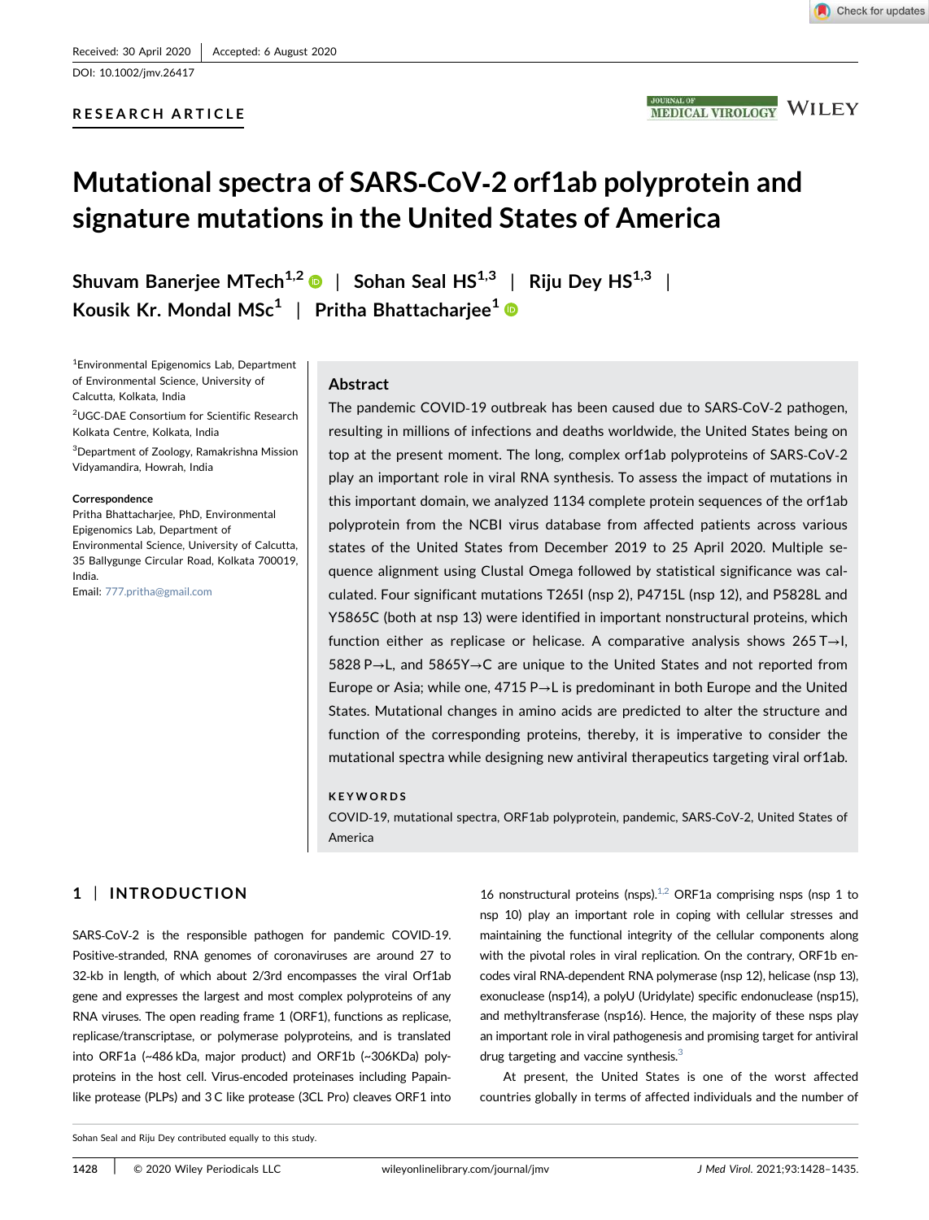Received: 30 April 2020 | Accepted: 6 August 2020

DOI: 10.1002/jmv.26417

RESEARCH ARTICLE

# Mutational spectra of SARS‐CoV‐2 orf1ab polyprotein and signature mutations in the United States of America

Shuvam Banerjee MTech[1,2] | Sohan Seal HS[1,3] | Riju Dey HS[1,3] | Kousik Kr. Mondal MSc[1] | Pritha Bhattacharjee[1]

[1]Environmental Epigenomics Lab, Department of Environmental Science, University of Calcutta, Kolkata, India

[2]UGC‐DAE Consortium for Scientific Research Kolkata Centre, Kolkata, India

[3]Department of Zoology, Ramakrishna Mission Vidyamandira, Howrah, India

**Correspondence**
Pritha Bhattacharjee, PhD, Environmental Epigenomics Lab, Department of Environmental Science, University of Calcutta, 35 Ballygunge Circular Road, Kolkata 700019, India.
Email: 777.pritha@gmail.com

## Abstract

The pandemic COVID‐19 outbreak has been caused due to SARS‐CoV‐2 pathogen, resulting in millions of infections and deaths worldwide, the United States being on top at the present moment. The long, complex orf1ab polyproteins of SARS‐CoV‐2 play an important role in viral RNA synthesis. To assess the impact of mutations in this important domain, we analyzed 1134 complete protein sequences of the orf1ab polyprotein from the NCBI virus database from affected patients across various states of the United States from December 2019 to 25 April 2020. Multiple sequence alignment using Clustal Omega followed by statistical significance was calculated. Four significant mutations T265I (nsp 2), P4715L (nsp 12), and P5828L and Y5865C (both at nsp 13) were identified in important nonstructural proteins, which function either as replicase or helicase. A comparative analysis shows 265 T→I, 5828 P→L, and 5865Y→C are unique to the United States and not reported from Europe or Asia; while one, 4715 P→L is predominant in both Europe and the United States. Mutational changes in amino acids are predicted to alter the structure and function of the corresponding proteins, thereby, it is imperative to consider the mutational spectra while designing new antiviral therapeutics targeting viral orf1ab.

**KEYWORDS**

COVID‐19, mutational spectra, ORF1ab polyprotein, pandemic, SARS‐CoV‐2, United States of America

## 1 | INTRODUCTION

SARS‐CoV‐2 is the responsible pathogen for pandemic COVID‐19. Positive‐stranded, RNA genomes of coronaviruses are around 27 to 32‐kb in length, of which about 2/3rd encompasses the viral Orf1ab gene and expresses the largest and most complex polyproteins of any RNA viruses. The open reading frame 1 (ORF1), functions as replicase, replicase/transcriptase, or polymerase polyproteins, and is translated into ORF1a (~486 kDa, major product) and ORF1b (~306KDa) polyproteins in the host cell. Virus‐encoded proteinases including Papain‐like protease (PLPs) and 3 C like protease (3CL Pro) cleaves ORF1 into 16 nonstructural proteins (nsps).[1,2] ORF1a comprising nsps (nsp 1 to nsp 10) play an important role in coping with cellular stresses and maintaining the functional integrity of the cellular components along with the pivotal roles in viral replication. On the contrary, ORF1b encodes viral RNA‐dependent RNA polymerase (nsp 12), helicase (nsp 13), exonuclease (nsp14), a polyU (Uridylate) specific endonuclease (nsp15), and methyltransferase (nsp16). Hence, the majority of these nsps play an important role in viral pathogenesis and promising target for antiviral drug targeting and vaccine synthesis.[3]

At present, the United States is one of the worst affected countries globally in terms of affected individuals and the number of

Sohan Seal and Riju Dey contributed equally to this study.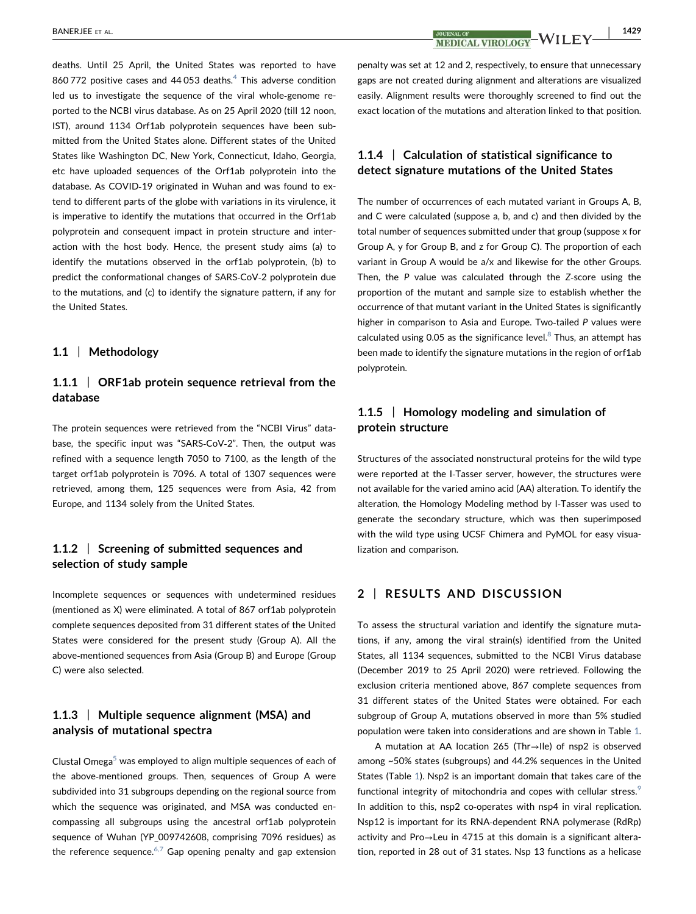deaths. Until 25 April, the United States was reported to have 860 772 positive cases and 44 053 deaths.[4] This adverse condition led us to investigate the sequence of the viral whole-genome reported to the NCBI virus database. As on 25 April 2020 (till 12 noon, IST), around 1134 Orf1ab polyprotein sequences have been submitted from the United States alone. Different states of the United States like Washington DC, New York, Connecticut, Idaho, Georgia, etc have uploaded sequences of the Orf1ab polyprotein into the database. As COVID-19 originated in Wuhan and was found to extend to different parts of the globe with variations in its virulence, it is imperative to identify the mutations that occurred in the Orf1ab polyprotein and consequent impact in protein structure and interaction with the host body. Hence, the present study aims (a) to identify the mutations observed in the orf1ab polyprotein, (b) to predict the conformational changes of SARS-CoV-2 polyprotein due to the mutations, and (c) to identify the signature pattern, if any for the United States.

## 1.1 | Methodology

### 1.1.1 | ORF1ab protein sequence retrieval from the database

The protein sequences were retrieved from the "NCBI Virus" database, the specific input was "SARS-CoV-2". Then, the output was refined with a sequence length 7050 to 7100, as the length of the target orf1ab polyprotein is 7096. A total of 1307 sequences were retrieved, among them, 125 sequences were from Asia, 42 from Europe, and 1134 solely from the United States.

### 1.1.2 | Screening of submitted sequences and selection of study sample

Incomplete sequences or sequences with undetermined residues (mentioned as X) were eliminated. A total of 867 orf1ab polyprotein complete sequences deposited from 31 different states of the United States were considered for the present study (Group A). All the above-mentioned sequences from Asia (Group B) and Europe (Group C) were also selected.

### 1.1.3 | Multiple sequence alignment (MSA) and analysis of mutational spectra

Clustal Omega[5] was employed to align multiple sequences of each of the above-mentioned groups. Then, sequences of Group A were subdivided into 31 subgroups depending on the regional source from which the sequence was originated, and MSA was conducted encompassing all subgroups using the ancestral orf1ab polyprotein sequence of Wuhan (YP_009742608, comprising 7096 residues) as the reference sequence.[6,7] Gap opening penalty and gap extension penalty was set at 12 and 2, respectively, to ensure that unnecessary gaps are not created during alignment and alterations are visualized easily. Alignment results were thoroughly screened to find out the exact location of the mutations and alteration linked to that position.

### 1.1.4 | Calculation of statistical significance to detect signature mutations of the United States

The number of occurrences of each mutated variant in Groups A, B, and C were calculated (suppose a, b, and c) and then divided by the total number of sequences submitted under that group (suppose x for Group A, y for Group B, and z for Group C). The proportion of each variant in Group A would be a/x and likewise for the other Groups. Then, the *P* value was calculated through the *Z*-score using the proportion of the mutant and sample size to establish whether the occurrence of that mutant variant in the United States is significantly higher in comparison to Asia and Europe. Two-tailed *P* values were calculated using 0.05 as the significance level.[8] Thus, an attempt has been made to identify the signature mutations in the region of orf1ab polyprotein.

### 1.1.5 | Homology modeling and simulation of protein structure

Structures of the associated nonstructural proteins for the wild type were reported at the I-Tasser server, however, the structures were not available for the varied amino acid (AA) alteration. To identify the alteration, the Homology Modeling method by I-Tasser was used to generate the secondary structure, which was then superimposed with the wild type using UCSF Chimera and PyMOL for easy visualization and comparison.

# 2 | RESULTS AND DISCUSSION

To assess the structural variation and identify the signature mutations, if any, among the viral strain(s) identified from the United States, all 1134 sequences, submitted to the NCBI Virus database (December 2019 to 25 April 2020) were retrieved. Following the exclusion criteria mentioned above, 867 complete sequences from 31 different states of the United States were obtained. For each subgroup of Group A, mutations observed in more than 5% studied population were taken into considerations and are shown in Table 1.

A mutation at AA location 265 (Thr→Ile) of nsp2 is observed among ~50% states (subgroups) and 44.2% sequences in the United States (Table 1). Nsp2 is an important domain that takes care of the functional integrity of mitochondria and copes with cellular stress.[9] In addition to this, nsp2 co-operates with nsp4 in viral replication. Nsp12 is important for its RNA-dependent RNA polymerase (RdRp) activity and Pro→Leu in 4715 at this domain is a significant alteration, reported in 28 out of 31 states. Nsp 13 functions as a helicase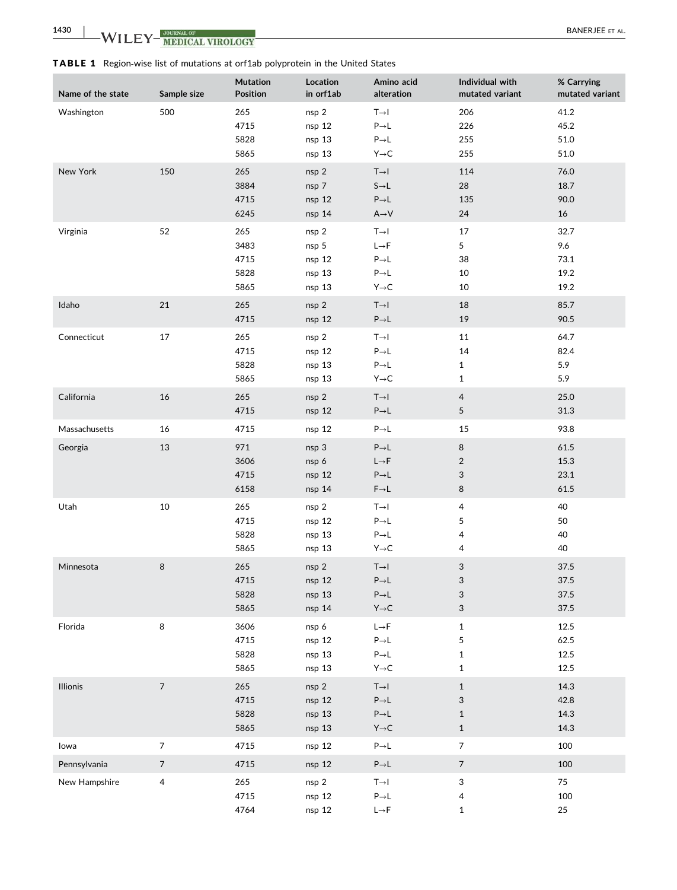**TABLE 1** Region-wise list of mutations at orf1ab polyprotein in the United States

| Name of the state | Sample size | Mutation Position | Location in orf1ab | Amino acid alteration | Individual with mutated variant | % Carrying mutated variant |
|---|---|---|---|---|---|---|
| Washington | 500 | 265 | nsp 2 | T→I | 206 | 41.2 |
| | | 4715 | nsp 12 | P→L | 226 | 45.2 |
| | | 5828 | nsp 13 | P→L | 255 | 51.0 |
| | | 5865 | nsp 13 | Y→C | 255 | 51.0 |
| New York | 150 | 265 | nsp 2 | T→I | 114 | 76.0 |
| | | 3884 | nsp 7 | S→L | 28 | 18.7 |
| | | 4715 | nsp 12 | P→L | 135 | 90.0 |
| | | 6245 | nsp 14 | A→V | 24 | 16 |
| Virginia | 52 | 265 | nsp 2 | T→I | 17 | 32.7 |
| | | 3483 | nsp 5 | L→F | 5 | 9.6 |
| | | 4715 | nsp 12 | P→L | 38 | 73.1 |
| | | 5828 | nsp 13 | P→L | 10 | 19.2 |
| | | 5865 | nsp 13 | Y→C | 10 | 19.2 |
| Idaho | 21 | 265 | nsp 2 | T→I | 18 | 85.7 |
| | | 4715 | nsp 12 | P→L | 19 | 90.5 |
| Connecticut | 17 | 265 | nsp 2 | T→I | 11 | 64.7 |
| | | 4715 | nsp 12 | P→L | 14 | 82.4 |
| | | 5828 | nsp 13 | P→L | 1 | 5.9 |
| | | 5865 | nsp 13 | Y→C | 1 | 5.9 |
| California | 16 | 265 | nsp 2 | T→I | 4 | 25.0 |
| | | 4715 | nsp 12 | P→L | 5 | 31.3 |
| Massachusetts | 16 | 4715 | nsp 12 | P→L | 15 | 93.8 |
| Georgia | 13 | 971 | nsp 3 | P→L | 8 | 61.5 |
| | | 3606 | nsp 6 | L→F | 2 | 15.3 |
| | | 4715 | nsp 12 | P→L | 3 | 23.1 |
| | | 6158 | nsp 14 | F→L | 8 | 61.5 |
| Utah | 10 | 265 | nsp 2 | T→I | 4 | 40 |
| | | 4715 | nsp 12 | P→L | 5 | 50 |
| | | 5828 | nsp 13 | P→L | 4 | 40 |
| | | 5865 | nsp 13 | Y→C | 4 | 40 |
| Minnesota | 8 | 265 | nsp 2 | T→I | 3 | 37.5 |
| | | 4715 | nsp 12 | P→L | 3 | 37.5 |
| | | 5828 | nsp 13 | P→L | 3 | 37.5 |
| | | 5865 | nsp 14 | Y→C | 3 | 37.5 |
| Florida | 8 | 3606 | nsp 6 | L→F | 1 | 12.5 |
| | | 4715 | nsp 12 | P→L | 5 | 62.5 |
| | | 5828 | nsp 13 | P→L | 1 | 12.5 |
| | | 5865 | nsp 13 | Y→C | 1 | 12.5 |
| Illionis | 7 | 265 | nsp 2 | T→I | 1 | 14.3 |
| | | 4715 | nsp 12 | P→L | 3 | 42.8 |
| | | 5828 | nsp 13 | P→L | 1 | 14.3 |
| | | 5865 | nsp 13 | Y→C | 1 | 14.3 |
| Iowa | 7 | 4715 | nsp 12 | P→L | 7 | 100 |
| Pennsylvania | 7 | 4715 | nsp 12 | P→L | 7 | 100 |
| New Hampshire | 4 | 265 | nsp 2 | T→I | 3 | 75 |
| | | 4715 | nsp 12 | P→L | 4 | 100 |
| | | 4764 | nsp 12 | L→F | 1 | 25 |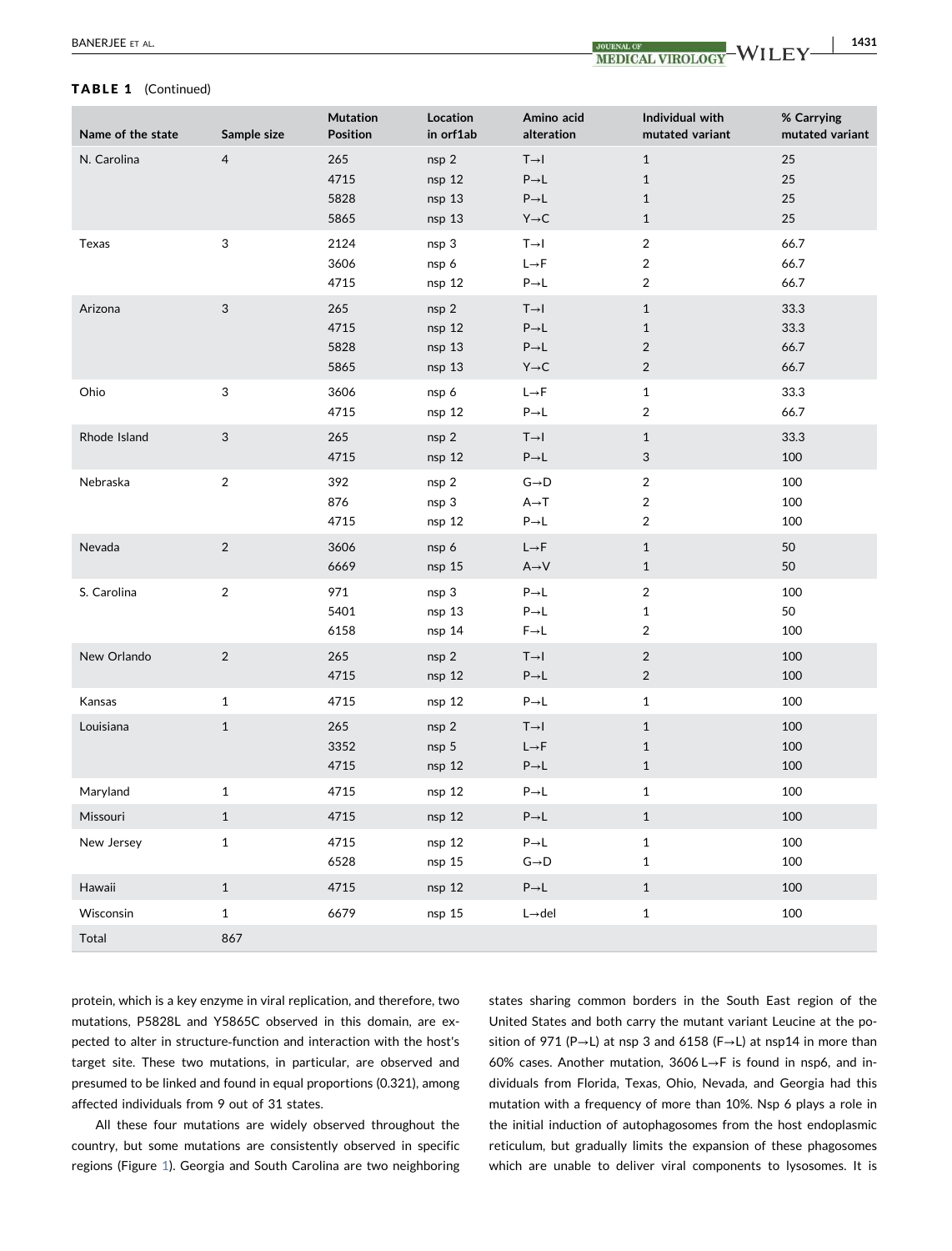**TABLE 1** (Continued)

| Name of the state | Sample size | Mutation Position | Location in orf1ab | Amino acid alteration | Individual with mutated variant | % Carrying mutated variant |
|---|---|---|---|---|---|---|
| N. Carolina | 4 | 265 | nsp 2 | T→I | 1 | 25 |
| | | 4715 | nsp 12 | P→L | 1 | 25 |
| | | 5828 | nsp 13 | P→L | 1 | 25 |
| | | 5865 | nsp 13 | Y→C | 1 | 25 |
| Texas | 3 | 2124 | nsp 3 | T→I | 2 | 66.7 |
| | | 3606 | nsp 6 | L→F | 2 | 66.7 |
| | | 4715 | nsp 12 | P→L | 2 | 66.7 |
| Arizona | 3 | 265 | nsp 2 | T→I | 1 | 33.3 |
| | | 4715 | nsp 12 | P→L | 1 | 33.3 |
| | | 5828 | nsp 13 | P→L | 2 | 66.7 |
| | | 5865 | nsp 13 | Y→C | 2 | 66.7 |
| Ohio | 3 | 3606 | nsp 6 | L→F | 1 | 33.3 |
| | | 4715 | nsp 12 | P→L | 2 | 66.7 |
| Rhode Island | 3 | 265 | nsp 2 | T→I | 1 | 33.3 |
| | | 4715 | nsp 12 | P→L | 3 | 100 |
| Nebraska | 2 | 392 | nsp 2 | G→D | 2 | 100 |
| | | 876 | nsp 3 | A→T | 2 | 100 |
| | | 4715 | nsp 12 | P→L | 2 | 100 |
| Nevada | 2 | 3606 | nsp 6 | L→F | 1 | 50 |
| | | 6669 | nsp 15 | A→V | 1 | 50 |
| S. Carolina | 2 | 971 | nsp 3 | P→L | 2 | 100 |
| | | 5401 | nsp 13 | P→L | 1 | 50 |
| | | 6158 | nsp 14 | F→L | 2 | 100 |
| New Orlando | 2 | 265 | nsp 2 | T→I | 2 | 100 |
| | | 4715 | nsp 12 | P→L | 2 | 100 |
| Kansas | 1 | 4715 | nsp 12 | P→L | 1 | 100 |
| Louisiana | 1 | 265 | nsp 2 | T→I | 1 | 100 |
| | | 3352 | nsp 5 | L→F | 1 | 100 |
| | | 4715 | nsp 12 | P→L | 1 | 100 |
| Maryland | 1 | 4715 | nsp 12 | P→L | 1 | 100 |
| Missouri | 1 | 4715 | nsp 12 | P→L | 1 | 100 |
| New Jersey | 1 | 4715 | nsp 12 | P→L | 1 | 100 |
| | | 6528 | nsp 15 | G→D | 1 | 100 |
| Hawaii | 1 | 4715 | nsp 12 | P→L | 1 | 100 |
| Wisconsin | 1 | 6679 | nsp 15 | L→del | 1 | 100 |
| Total | 867 | | | | | |

protein, which is a key enzyme in viral replication, and therefore, two mutations, P5828L and Y5865C observed in this domain, are expected to alter in structure-function and interaction with the host's target site. These two mutations, in particular, are observed and presumed to be linked and found in equal proportions (0.321), among affected individuals from 9 out of 31 states.

All these four mutations are widely observed throughout the country, but some mutations are consistently observed in specific regions (Figure 1). Georgia and South Carolina are two neighboring states sharing common borders in the South East region of the United States and both carry the mutant variant Leucine at the position of 971 (P→L) at nsp 3 and 6158 (F→L) at nsp14 in more than 60% cases. Another mutation, 3606 L→F is found in nsp6, and individuals from Florida, Texas, Ohio, Nevada, and Georgia had this mutation with a frequency of more than 10%. Nsp 6 plays a role in the initial induction of autophagosomes from the host endoplasmic reticulum, but gradually limits the expansion of these phagosomes which are unable to deliver viral components to lysosomes. It is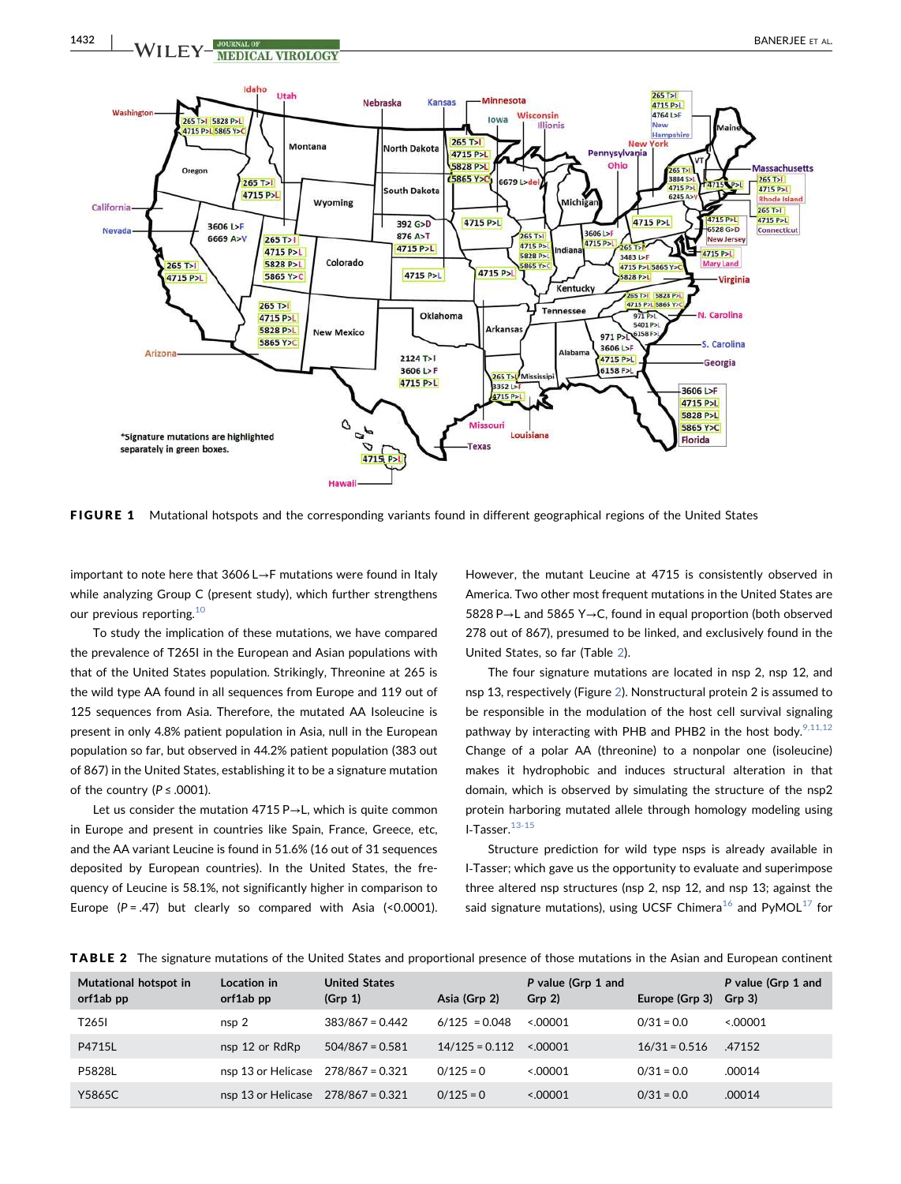FIGURE 1 Mutational hotspots and the corresponding variants found in different geographical regions of the United States

important to note here that 3606 L→F mutations were found in Italy while analyzing Group C (present study), which further strengthens our previous reporting.[10]

To study the implication of these mutations, we have compared the prevalence of T265I in the European and Asian populations with that of the United States population. Strikingly, Threonine at 265 is the wild type AA found in all sequences from Europe and 119 out of 125 sequences from Asia. Therefore, the mutated AA Isoleucine is present in only 4.8% patient population in Asia, null in the European population so far, but observed in 44.2% patient population (383 out of 867) in the United States, establishing it to be a signature mutation of the country ($P \le .0001$).

Let us consider the mutation 4715 P→L, which is quite common in Europe and present in countries like Spain, France, Greece, etc, and the AA variant Leucine is found in 51.6% (16 out of 31 sequences deposited by European countries). In the United States, the frequency of Leucine is 58.1%, not significantly higher in comparison to Europe ($P = .47$) but clearly so compared with Asia (<0.0001). However, the mutant Leucine at 4715 is consistently observed in America. Two other most frequent mutations in the United States are 5828 P→L and 5865 Y→C, found in equal proportion (both observed 278 out of 867), presumed to be linked, and exclusively found in the United States, so far (Table 2).

The four signature mutations are located in nsp 2, nsp 12, and nsp 13, respectively (Figure 2). Nonstructural protein 2 is assumed to be responsible in the modulation of the host cell survival signaling pathway by interacting with PHB and PHB2 in the host body.[9,11,12] Change of a polar AA (threonine) to a nonpolar one (isoleucine) makes it hydrophobic and induces structural alteration in that domain, which is observed by simulating the structure of the nsp2 protein harboring mutated allele through homology modeling using I-Tasser.[13-15]

Structure prediction for wild type nsps is already available in I-Tasser; which gave us the opportunity to evaluate and superimpose three altered nsp structures (nsp 2, nsp 12, and nsp 13; against the said signature mutations), using UCSF Chimera[16] and PyMOL[17] for

**TABLE 2** The signature mutations of the United States and proportional presence of those mutations in the Asian and European continent

| Mutational hotspot in orf1ab pp | Location in orf1ab pp | United States (Grp 1) | Asia (Grp 2) | P value (Grp 1 and Grp 2) | Europe (Grp 3) | P value (Grp 1 and Grp 3) |
|---|---|---|---|---|---|---|
| T265I | nsp 2 | 383/867 = 0.442 | 6/125 = 0.048 | <.00001 | 0/31 = 0.0 | <.00001 |
| P4715L | nsp 12 or RdRp | 504/867 = 0.581 | 14/125 = 0.112 | <.00001 | 16/31 = 0.516 | .47152 |
| P5828L | nsp 13 or Helicase | 278/867 = 0.321 | 0/125 = 0 | <.00001 | 0/31 = 0.0 | .00014 |
| Y5865C | nsp 13 or Helicase | 278/867 = 0.321 | 0/125 = 0 | <.00001 | 0/31 = 0.0 | .00014 |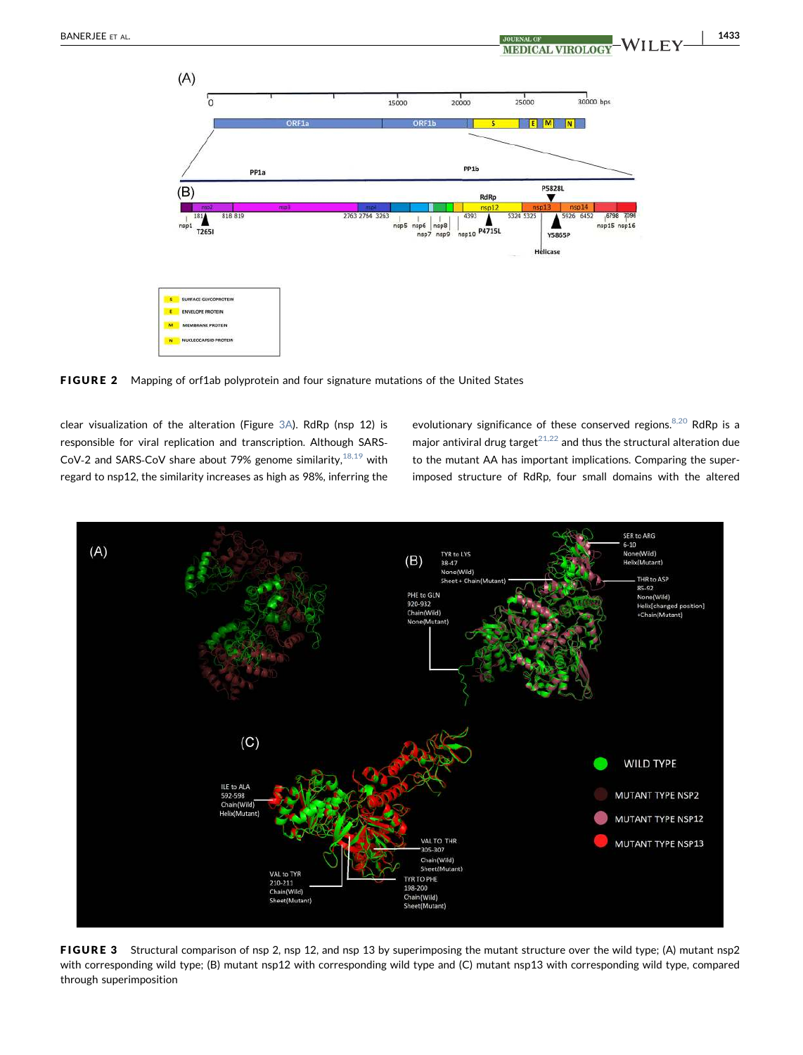FIGURE 2 Mapping of orf1ab polyprotein and four signature mutations of the United States

clear visualization of the alteration (Figure 3A). RdRp (nsp 12) is responsible for viral replication and transcription. Although SARS-CoV-2 and SARS-CoV share about 79% genome similarity,[18,19] with regard to nsp12, the similarity increases as high as 98%, inferring the evolutionary significance of these conserved regions.[8,20] RdRp is a major antiviral drug target[21,22] and thus the structural alteration due to the mutant AA has important implications. Comparing the superimposed structure of RdRp, four small domains with the altered

FIGURE 3 Structural comparison of nsp 2, nsp 12, and nsp 13 by superimposing the mutant structure over the wild type; (A) mutant nsp2 with corresponding wild type; (B) mutant nsp12 with corresponding wild type and (C) mutant nsp13 with corresponding wild type, compared through superimposition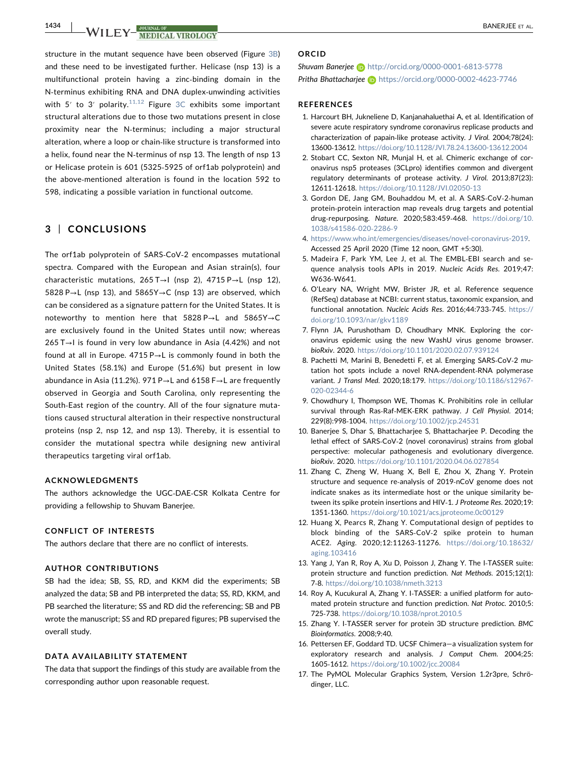structure in the mutant sequence have been observed (Figure 3B) and these need to be investigated further. Helicase (nsp 13) is a multifunctional protein having a zinc-binding domain in the N-terminus exhibiting RNA and DNA duplex-unwinding activities with 5′ to 3′ polarity.[11,12] Figure 3C exhibits some important structural alterations due to those two mutations present in close proximity near the N-terminus; including a major structural alteration, where a loop or chain-like structure is transformed into a helix, found near the N-terminus of nsp 13. The length of nsp 13 or Helicase protein is 601 (5325-5925 of orf1ab polyprotein) and the above-mentioned alteration is found in the location 592 to 598, indicating a possible variation in functional outcome.

## 3 | CONCLUSIONS

The orf1ab polyprotein of SARS-CoV-2 encompasses mutational spectra. Compared with the European and Asian strain(s), four characteristic mutations, 265 T→I (nsp 2), 4715 P→L (nsp 12), 5828 P→L (nsp 13), and 5865Y→C (nsp 13) are observed, which can be considered as a signature pattern for the United States. It is noteworthy to mention here that 5828 P→L and 5865Y→C are exclusively found in the United States until now; whereas 265 T→I is found in very low abundance in Asia (4.42%) and not found at all in Europe. 4715 P→L is commonly found in both the United States (58.1%) and Europe (51.6%) but present in low abundance in Asia (11.2%). 971 P→L and 6158 F→L are frequently observed in Georgia and South Carolina, only representing the South-East region of the country. All of the four signature mutations caused structural alteration in their respective nonstructural proteins (nsp 2, nsp 12, and nsp 13). Thereby, it is essential to consider the mutational spectra while designing new antiviral therapeutics targeting viral orf1ab.

### ACKNOWLEDGMENTS

The authors acknowledge the UGC-DAE-CSR Kolkata Centre for providing a fellowship to Shuvam Banerjee.

### CONFLICT OF INTERESTS

The authors declare that there are no conflict of interests.

### AUTHOR CONTRIBUTIONS

SB had the idea; SB, SS, RD, and KKM did the experiments; SB analyzed the data; SB and PB interpreted the data; SS, RD, KKM, and PB searched the literature; SS and RD did the referencing; SB and PB wrote the manuscript; SS and RD prepared figures; PB supervised the overall study.

### DATA AVAILABILITY STATEMENT

The data that support the findings of this study are available from the corresponding author upon reasonable request.

### ORCID

*Shuvam Banerjee* http://orcid.org/0000-0001-6813-5778
*Pritha Bhattacharjee* https://orcid.org/0000-0002-4623-7746

### REFERENCES

1. Harcourt BH, Jukneliene D, Kanjanahaluethai A, et al. Identification of severe acute respiratory syndrome coronavirus replicase products and characterization of papain-like protease activity. *J Virol*. 2004;78(24): 13600-13612. https://doi.org/10.1128/JVI.78.24.13600-13612.2004
2. Stobart CC, Sexton NR, Munjal H, et al. Chimeric exchange of coronavirus nsp5 proteases (3CLpro) identifies common and divergent regulatory determinants of protease activity. *J Virol*. 2013;87(23): 12611-12618. https://doi.org/10.1128/JVI.02050-13
3. Gordon DE, Jang GM, Bouhaddou M, et al. A SARS-CoV-2-human protein-protein interaction map reveals drug targets and potential drug-repurposing. *Nature*. 2020;583:459-468. https://doi.org/10.1038/s41586-020-2286-9
4. https://www.who.int/emergencies/diseases/novel-coronavirus-2019. Accessed 25 April 2020 (Time 12 noon, GMT +5:30).
5. Madeira F, Park YM, Lee J, et al. The EMBL-EBI search and sequence analysis tools APIs in 2019. *Nucleic Acids Res*. 2019;47: W636-W641.
6. O'Leary NA, Wright MW, Brister JR, et al. Reference sequence (RefSeq) database at NCBI: current status, taxonomic expansion, and functional annotation. *Nucleic Acids Res*. 2016;44:733-745. https://doi.org/10.1093/nar/gkv1189
7. Flynn JA, Purushotham D, Choudhary MNK. Exploring the coronavirus epidemic using the new WashU virus genome browser. *bioRxiv*. 2020. https://doi.org/10.1101/2020.02.07.939124
8. Pachetti M, Marini B, Benedetti F, et al. Emerging SARS-CoV-2 mutation hot spots include a novel RNA-dependent-RNA polymerase variant. *J Transl Med*. 2020;18:179. https://doi.org/10.1186/s12967-020-02344-6
9. Chowdhury I, Thompson WE, Thomas K. Prohibitins role in cellular survival through Ras-Raf-MEK-ERK pathway. *J Cell Physiol*. 2014; 229(8):998-1004. https://doi.org/10.1002/jcp.24531
10. Banerjee S, Dhar S, Bhattacharjee S, Bhattacharjee P. Decoding the lethal effect of SARS-CoV-2 (novel coronavirus) strains from global perspective: molecular pathogenesis and evolutionary divergence. *bioRxiv*. 2020. https://doi.org/10.1101/2020.04.06.027854
11. Zhang C, Zheng W, Huang X, Bell E, Zhou X, Zhang Y. Protein structure and sequence re-analysis of 2019-nCoV genome does not indicate snakes as its intermediate host or the unique similarity between its spike protein insertions and HIV-1. *J Proteome Res*. 2020;19: 1351-1360. https://doi.org/10.1021/acs.jproteome.0c00129
12. Huang X, Pearcs R, Zhang Y. Computational design of peptides to block binding of the SARS-CoV-2 spike protein to human ACE2. *Aging*. 2020;12:11263-11276. https://doi.org/10.18632/aging.103416
13. Yang J, Yan R, Roy A, Xu D, Poisson J, Zhang Y. The I-TASSER suite: protein structure and function prediction. *Nat Methods*. 2015;12(1): 7-8. https://doi.org/10.1038/nmeth.3213
14. Roy A, Kucukural A, Zhang Y. I-TASSER: a unified platform for automated protein structure and function prediction. *Nat Protoc*. 2010;5: 725-738. https://doi.org/10.1038/nprot.2010.5
15. Zhang Y. I-TASSER server for protein 3D structure prediction. *BMC Bioinformatics*. 2008;9:40.
16. Pettersen EF, Goddard TD. UCSF Chimera—a visualization system for exploratory research and analysis. *J Comput Chem*. 2004;25: 1605-1612. https://doi.org/10.1002/jcc.20084
17. The PyMOL Molecular Graphics System, Version 1.2r3pre, Schrödinger, LLC.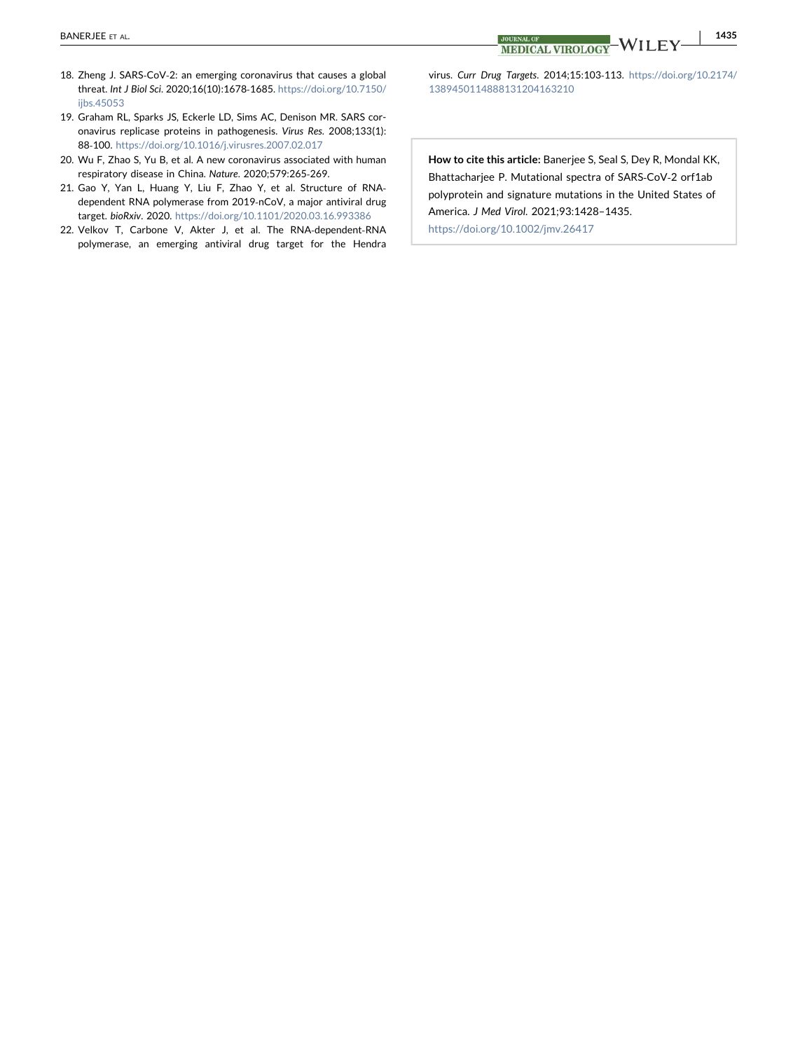18. Zheng J. SARS-CoV-2: an emerging coronavirus that causes a global threat. *Int J Biol Sci*. 2020;16(10):1678-1685. https://doi.org/10.7150/ijbs.45053
19. Graham RL, Sparks JS, Eckerle LD, Sims AC, Denison MR. SARS coronavirus replicase proteins in pathogenesis. *Virus Res*. 2008;133(1):88-100. https://doi.org/10.1016/j.virusres.2007.02.017
20. Wu F, Zhao S, Yu B, et al. A new coronavirus associated with human respiratory disease in China. *Nature*. 2020;579:265-269.
21. Gao Y, Yan L, Huang Y, Liu F, Zhao Y, et al. Structure of RNA-dependent RNA polymerase from 2019-nCoV, a major antiviral drug target. *bioRxiv*. 2020. https://doi.org/10.1101/2020.03.16.993386
22. Velkov T, Carbone V, Akter J, et al. The RNA-dependent-RNA polymerase, an emerging antiviral drug target for the Hendra virus. *Curr Drug Targets*. 2014;15:103-113. https://doi.org/10.2174/1389450114888131204163210

**How to cite this article:** Banerjee S, Seal S, Dey R, Mondal KK, Bhattacharjee P. Mutational spectra of SARS-CoV-2 orf1ab polyprotein and signature mutations in the United States of America. *J Med Virol*. 2021;93:1428–1435. https://doi.org/10.1002/jmv.26417